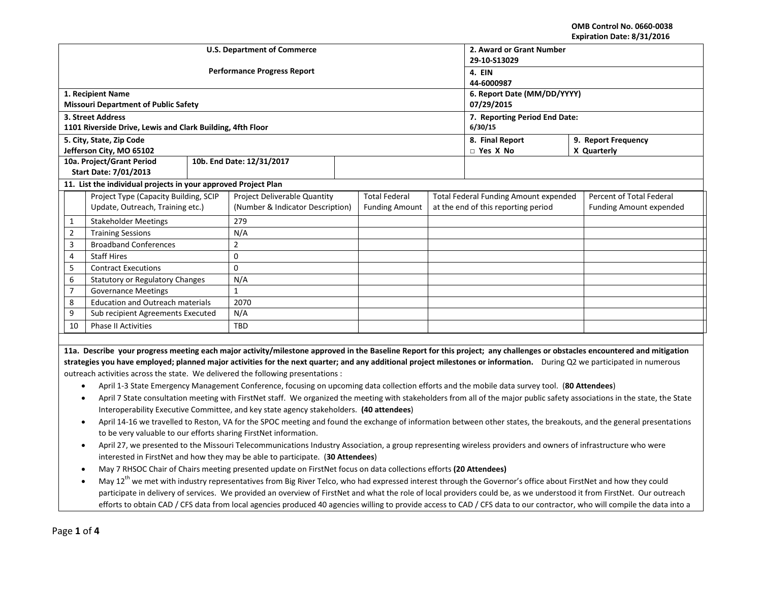OMB Control No. 0660-0038
Expiration Date: 8/31/2016

| U.S. Department of Commerce<br><br>Performance Progress Report | 2. Award or Grant Number<br>29-10-S13029 | |
|---|---|---|
| | 4. EIN<br>44-6000987 | |
| 1. Recipient Name<br>Missouri Department of Public Safety | 6. Report Date (MM/DD/YYYY)<br>07/29/2015 | |
| 3. Street Address<br>1101 Riverside Drive, Lewis and Clark Building, 4fth Floor | 7. Reporting Period End Date:<br>6/30/15 | |
| 5. City, State, Zip Code<br>Jefferson City, MO 65102 | 8. Final Report<br>□ Yes X No | 9. Report Frequency<br>X Quarterly |
| 10a. Project/Grant Period Start Date: 7/01/2013 — 10b. End Date: 12/31/2017 | | |

**11. List the individual projects in your approved Project Plan**

| | Project Type (Capacity Building, SCIP Update, Outreach, Training etc.) | Project Deliverable Quantity (Number & Indicator Description) | Total Federal Funding Amount | Total Federal Funding Amount expended at the end of this reporting period | Percent of Total Federal Funding Amount expended |
|---|---|---|---|---|---|
| 1 | Stakeholder Meetings | 279 | | | |
| 2 | Training Sessions | N/A | | | |
| 3 | Broadband Conferences | 2 | | | |
| 4 | Staff Hires | 0 | | | |
| 5 | Contract Executions | 0 | | | |
| 6 | Statutory or Regulatory Changes | N/A | | | |
| 7 | Governance Meetings | 1 | | | |
| 8 | Education and Outreach materials | 2070 | | | |
| 9 | Sub recipient Agreements Executed | N/A | | | |
| 10 | Phase II Activities | TBD | | | |

**11a. Describe your progress meeting each major activity/milestone approved in the Baseline Report for this project; any challenges or obstacles encountered and mitigation strategies you have employed; planned major activities for the next quarter; and any additional project milestones or information.** During Q2 we participated in numerous outreach activities across the state. We delivered the following presentations :

- April 1-3 State Emergency Management Conference, focusing on upcoming data collection efforts and the mobile data survey tool. (**80 Attendees**)
- April 7 State consultation meeting with FirstNet staff. We organized the meeting with stakeholders from all of the major public safety associations in the state, the State Interoperability Executive Committee, and key state agency stakeholders. **(40 attendees**)
- April 14-16 we travelled to Reston, VA for the SPOC meeting and found the exchange of information between other states, the breakouts, and the general presentations to be very valuable to our efforts sharing FirstNet information.
- April 27, we presented to the Missouri Telecommunications Industry Association, a group representing wireless providers and owners of infrastructure who were interested in FirstNet and how they may be able to participate. (**30 Attendees**)
- May 7 RHSOC Chair of Chairs meeting presented update on FirstNet focus on data collections efforts **(20 Attendees)**
- May 12th we met with industry representatives from Big River Telco, who had expressed interest through the Governor's office about FirstNet and how they could participate in delivery of services. We provided an overview of FirstNet and what the role of local providers could be, as we understood it from FirstNet. Our outreach efforts to obtain CAD / CFS data from local agencies produced 40 agencies willing to provide access to CAD / CFS data to our contractor, who will compile the data into a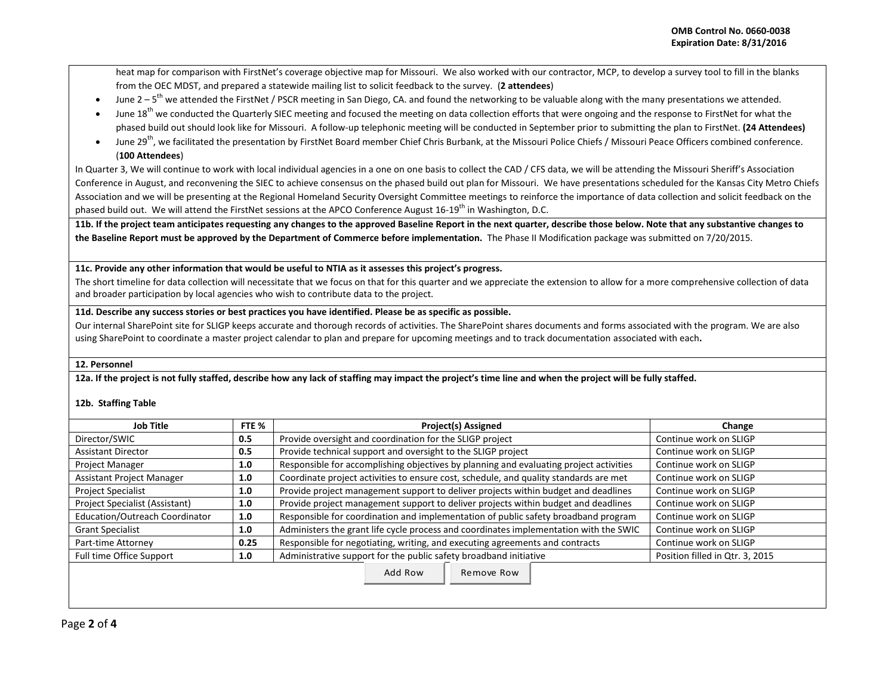heat map for comparison with FirstNet's coverage objective map for Missouri. We also worked with our contractor, MCP, to develop a survey tool to fill in the blanks from the OEC MDST, and prepared a statewide mailing list to solicit feedback to the survey. (**2 attendees**)

- June 2 – 5th we attended the FirstNet / PSCR meeting in San Diego, CA. and found the networking to be valuable along with the many presentations we attended.
- June 18th we conducted the Quarterly SIEC meeting and focused the meeting on data collection efforts that were ongoing and the response to FirstNet for what the phased build out should look like for Missouri. A follow-up telephonic meeting will be conducted in September prior to submitting the plan to FirstNet. **(24 Attendees)**
- June 29th, we facilitated the presentation by FirstNet Board member Chief Chris Burbank, at the Missouri Police Chiefs / Missouri Peace Officers combined conference. (**100 Attendees**)

In Quarter 3, We will continue to work with local individual agencies in a one on one basis to collect the CAD / CFS data, we will be attending the Missouri Sheriff's Association Conference in August, and reconvening the SIEC to achieve consensus on the phased build out plan for Missouri. We have presentations scheduled for the Kansas City Metro Chiefs Association and we will be presenting at the Regional Homeland Security Oversight Committee meetings to reinforce the importance of data collection and solicit feedback on the phased build out. We will attend the FirstNet sessions at the APCO Conference August 16-19th in Washington, D.C.

**11b. If the project team anticipates requesting any changes to the approved Baseline Report in the next quarter, describe those below. Note that any substantive changes to the Baseline Report must be approved by the Department of Commerce before implementation.** The Phase II Modification package was submitted on 7/20/2015.

**11c. Provide any other information that would be useful to NTIA as it assesses this project's progress.**

The short timeline for data collection will necessitate that we focus on that for this quarter and we appreciate the extension to allow for a more comprehensive collection of data and broader participation by local agencies who wish to contribute data to the project.

**11d. Describe any success stories or best practices you have identified. Please be as specific as possible.**

Our internal SharePoint site for SLIGP keeps accurate and thorough records of activities. The SharePoint shares documents and forms associated with the program. We are also using SharePoint to coordinate a master project calendar to plan and prepare for upcoming meetings and to track documentation associated with each**.**

**12. Personnel**

**12a. If the project is not fully staffed, describe how any lack of staffing may impact the project's time line and when the project will be fully staffed.**

**12b. Staffing Table**

| Job Title | FTE % | Project(s) Assigned | Change |
|---|---|---|---|
| Director/SWIC | **0.5** | Provide oversight and coordination for the SLIGP project | Continue work on SLIGP |
| Assistant Director | **0.5** | Provide technical support and oversight to the SLIGP project | Continue work on SLIGP |
| Project Manager | **1.0** | Responsible for accomplishing objectives by planning and evaluating project activities | Continue work on SLIGP |
| Assistant Project Manager | **1.0** | Coordinate project activities to ensure cost, schedule, and quality standards are met | Continue work on SLIGP |
| Project Specialist | **1.0** | Provide project management support to deliver projects within budget and deadlines | Continue work on SLIGP |
| Project Specialist (Assistant) | **1.0** | Provide project management support to deliver projects within budget and deadlines | Continue work on SLIGP |
| Education/Outreach Coordinator | **1.0** | Responsible for coordination and implementation of public safety broadband program | Continue work on SLIGP |
| Grant Specialist | **1.0** | Administers the grant life cycle process and coordinates implementation with the SWIC | Continue work on SLIGP |
| Part-time Attorney | **0.25** | Responsible for negotiating, writing, and executing agreements and contracts | Continue work on SLIGP |
| Full time Office Support | **1.0** | Administrative support for the public safety broadband initiative | Position filled in Qtr. 3, 2015 |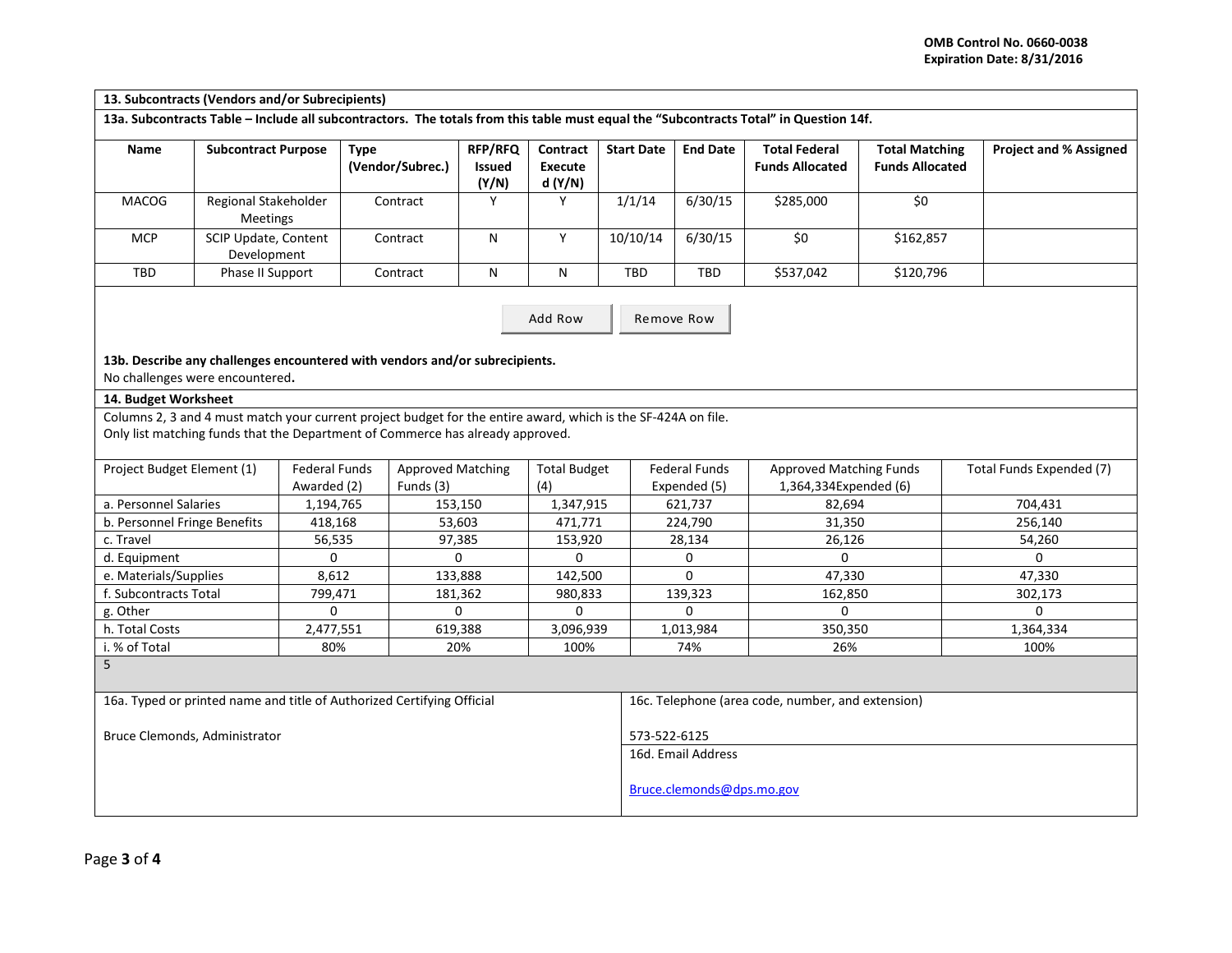OMB Control No. 0660-0038
Expiration Date: 8/31/2016

**13. Subcontracts (Vendors and/or Subrecipients)**

**13a. Subcontracts Table – Include all subcontractors. The totals from this table must equal the "Subcontracts Total" in Question 14f.**

| Name | Subcontract Purpose | Type (Vendor/Subrec.) | RFP/RFQ Issued (Y/N) | Contract Executed (Y/N) | Start Date | End Date | Total Federal Funds Allocated | Total Matching Funds Allocated | Project and % Assigned |
|---|---|---|---|---|---|---|---|---|---|
| MACOG | Regional Stakeholder Meetings | Contract | Y | Y | 1/1/14 | 6/30/15 | $285,000 | $0 | |
| MCP | SCIP Update, Content Development | Contract | N | Y | 10/10/14 | 6/30/15 | $0 | $162,857 | |
| TBD | Phase II Support | Contract | N | N | TBD | TBD | $537,042 | $120,796 | |

**13b. Describe any challenges encountered with vendors and/or subrecipients.**

No challenges were encountered**.**

**14. Budget Worksheet**

Columns 2, 3 and 4 must match your current project budget for the entire award, which is the SF-424A on file.
Only list matching funds that the Department of Commerce has already approved.

| Project Budget Element (1) | Federal Funds Awarded (2) | Approved Matching Funds (3) | Total Budget (4) | Federal Funds Expended (5) | Approved Matching Funds 1,364,334Expended (6) | Total Funds Expended (7) |
|---|---|---|---|---|---|---|
| a. Personnel Salaries | 1,194,765 | 153,150 | 1,347,915 | 621,737 | 82,694 | 704,431 |
| b. Personnel Fringe Benefits | 418,168 | 53,603 | 471,771 | 224,790 | 31,350 | 256,140 |
| c. Travel | 56,535 | 97,385 | 153,920 | 28,134 | 26,126 | 54,260 |
| d. Equipment | 0 | 0 | 0 | 0 | 0 | 0 |
| e. Materials/Supplies | 8,612 | 133,888 | 142,500 | 0 | 47,330 | 47,330 |
| f. Subcontracts Total | 799,471 | 181,362 | 980,833 | 139,323 | 162,850 | 302,173 |
| g. Other | 0 | 0 | 0 | 0 | 0 | 0 |
| h. Total Costs | 2,477,551 | 619,388 | 3,096,939 | 1,013,984 | 350,350 | 1,364,334 |
| i. % of Total | 80% | 20% | 100% | 74% | 26% | 100% |

5

| 16a. Typed or printed name and title of Authorized Certifying Official | 16c. Telephone (area code, number, and extension) |
|---|---|
| Bruce Clemonds, Administrator | 573-522-6125 |
| | 16d. Email Address |
| | Bruce.clemonds@dps.mo.gov |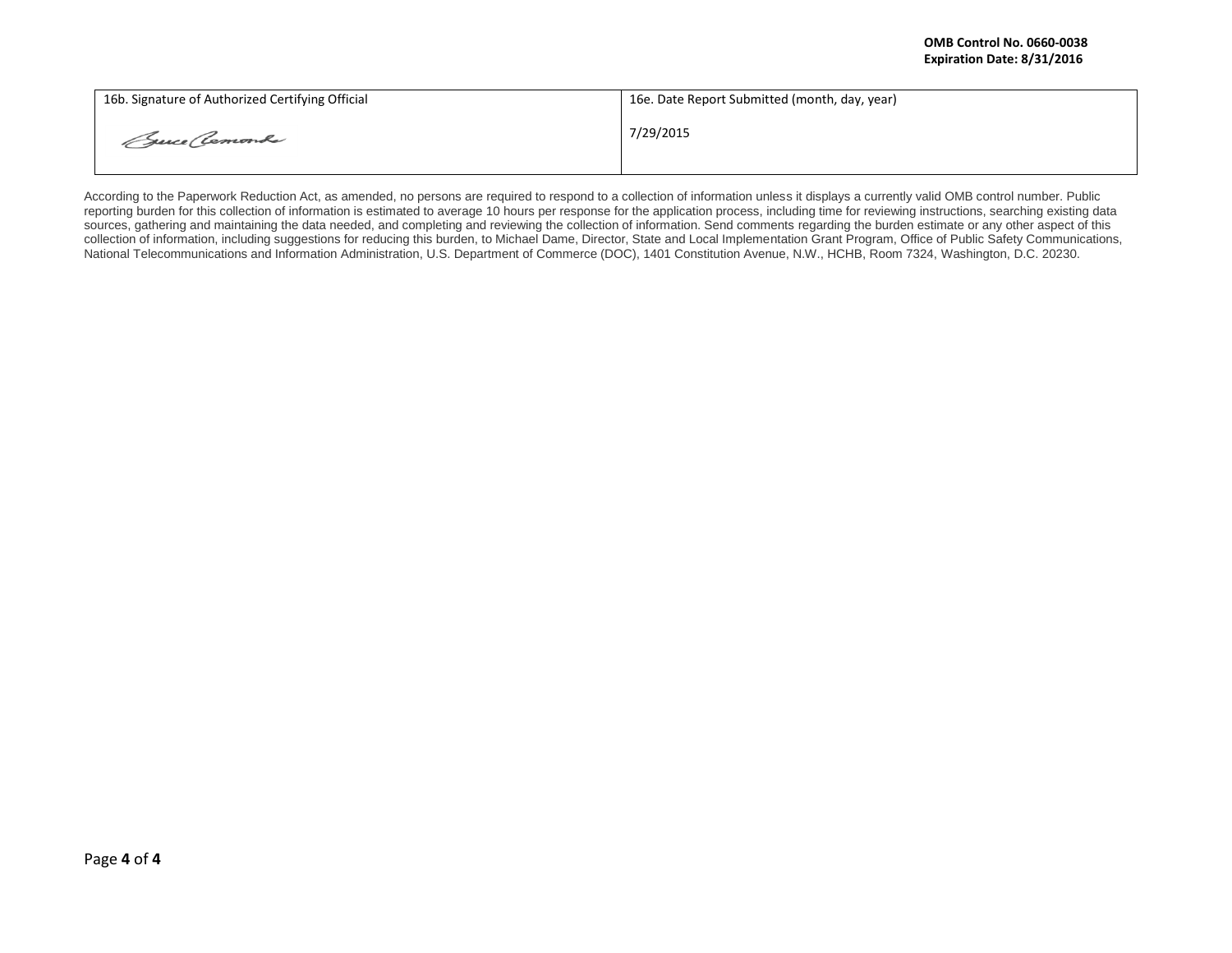**OMB Control No. 0660-0038**
**Expiration Date: 8/31/2016**

| 16b. Signature of Authorized Certifying Official | 16e. Date Report Submitted (month, day, year) |
| --- | --- |
| Bruce Clemonds | 7/29/2015 |

According to the Paperwork Reduction Act, as amended, no persons are required to respond to a collection of information unless it displays a currently valid OMB control number. Public reporting burden for this collection of information is estimated to average 10 hours per response for the application process, including time for reviewing instructions, searching existing data sources, gathering and maintaining the data needed, and completing and reviewing the collection of information. Send comments regarding the burden estimate or any other aspect of this collection of information, including suggestions for reducing this burden, to Michael Dame, Director, State and Local Implementation Grant Program, Office of Public Safety Communications, National Telecommunications and Information Administration, U.S. Department of Commerce (DOC), 1401 Constitution Avenue, N.W., HCHB, Room 7324, Washington, D.C. 20230.